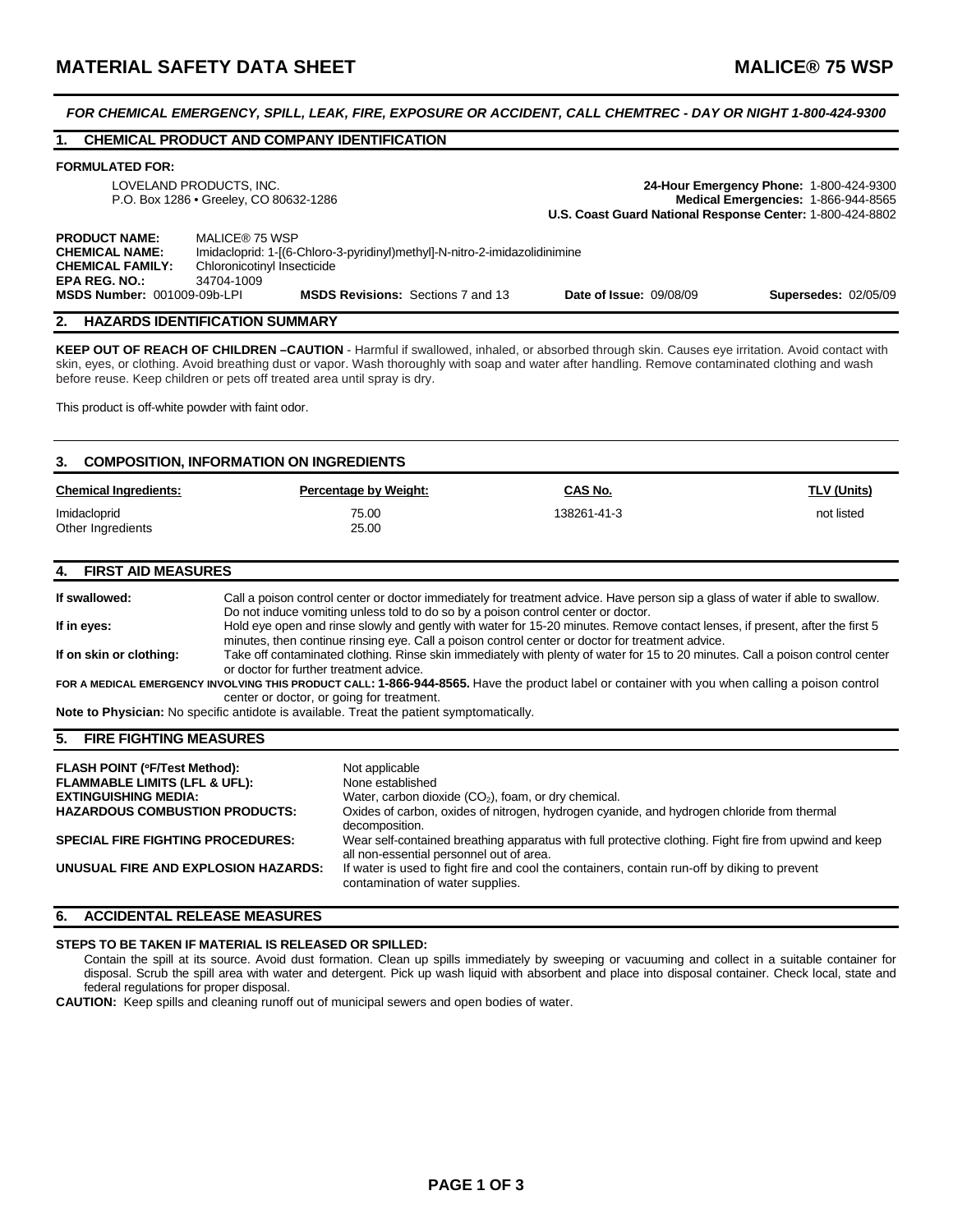# MATERIAL SAFETY DATA SHEET — MALICE® 75 WSP

***FOR CHEMICAL EMERGENCY, SPILL, LEAK, FIRE, EXPOSURE OR ACCIDENT, CALL CHEMTREC - DAY OR NIGHT 1-800-424-9300***

## 1. CHEMICAL PRODUCT AND COMPANY IDENTIFICATION

**FORMULATED FOR:**

LOVELAND PRODUCTS, INC.
P.O. Box 1286 • Greeley, CO 80632-1286

**24-Hour Emergency Phone:** 1-800-424-9300
**Medical Emergencies:** 1-866-944-8565
**U.S. Coast Guard National Response Center:** 1-800-424-8802

**PRODUCT NAME:** MALICE® 75 WSP
**CHEMICAL NAME:** Imidacloprid: 1-[(6-Chloro-3-pyridinyl)methyl]-N-nitro-2-imidazolidinimine
**CHEMICAL FAMILY:** Chloronicotinyl Insecticide
**EPA REG. NO.:** 34704-1009
**MSDS Number:** 001009-09b-LPI | **MSDS Revisions:** Sections 7 and 13 | **Date of Issue:** 09/08/09 | **Supersedes:** 02/05/09

## 2. HAZARDS IDENTIFICATION SUMMARY

**KEEP OUT OF REACH OF CHILDREN –CAUTION** - Harmful if swallowed, inhaled, or absorbed through skin. Causes eye irritation. Avoid contact with skin, eyes, or clothing. Avoid breathing dust or vapor. Wash thoroughly with soap and water after handling. Remove contaminated clothing and wash before reuse. Keep children or pets off treated area until spray is dry.

This product is off-white powder with faint odor.

## 3. COMPOSITION, INFORMATION ON INGREDIENTS

| Chemical Ingredients: | Percentage by Weight: | CAS No. | TLV (Units) |
|---|---|---|---|
| Imidacloprid | 75.00 | 138261-41-3 | not listed |
| Other Ingredients | 25.00 | | |

## 4. FIRST AID MEASURES

**If swallowed:** Call a poison control center or doctor immediately for treatment advice. Have person sip a glass of water if able to swallow. Do not induce vomiting unless told to do so by a poison control center or doctor.

**If in eyes:** Hold eye open and rinse slowly and gently with water for 15-20 minutes. Remove contact lenses, if present, after the first 5 minutes, then continue rinsing eye. Call a poison control center or doctor for treatment advice.

**If on skin or clothing:** Take off contaminated clothing. Rinse skin immediately with plenty of water for 15 to 20 minutes. Call a poison control center or doctor for further treatment advice.

**FOR A MEDICAL EMERGENCY INVOLVING THIS PRODUCT CALL: 1-866-944-8565.** Have the product label or container with you when calling a poison control center or doctor, or going for treatment.

**Note to Physician:** No specific antidote is available. Treat the patient symptomatically.

## 5. FIRE FIGHTING MEASURES

**FLASH POINT (°F/Test Method):** Not applicable

**FLAMMABLE LIMITS (LFL & UFL):** None established

**EXTINGUISHING MEDIA:** Water, carbon dioxide ($CO_2$), foam, or dry chemical.

**HAZARDOUS COMBUSTION PRODUCTS:** Oxides of carbon, oxides of nitrogen, hydrogen cyanide, and hydrogen chloride from thermal decomposition.

**SPECIAL FIRE FIGHTING PROCEDURES:** Wear self-contained breathing apparatus with full protective clothing. Fight fire from upwind and keep all non-essential personnel out of area.

**UNUSUAL FIRE AND EXPLOSION HAZARDS:** If water is used to fight fire and cool the containers, contain run-off by diking to prevent contamination of water supplies.

## 6. ACCIDENTAL RELEASE MEASURES

**STEPS TO BE TAKEN IF MATERIAL IS RELEASED OR SPILLED:**

Contain the spill at its source. Avoid dust formation. Clean up spills immediately by sweeping or vacuuming and collect in a suitable container for disposal. Scrub the spill area with water and detergent. Pick up wash liquid with absorbent and place into disposal container. Check local, state and federal regulations for proper disposal.

**CAUTION:** Keep spills and cleaning runoff out of municipal sewers and open bodies of water.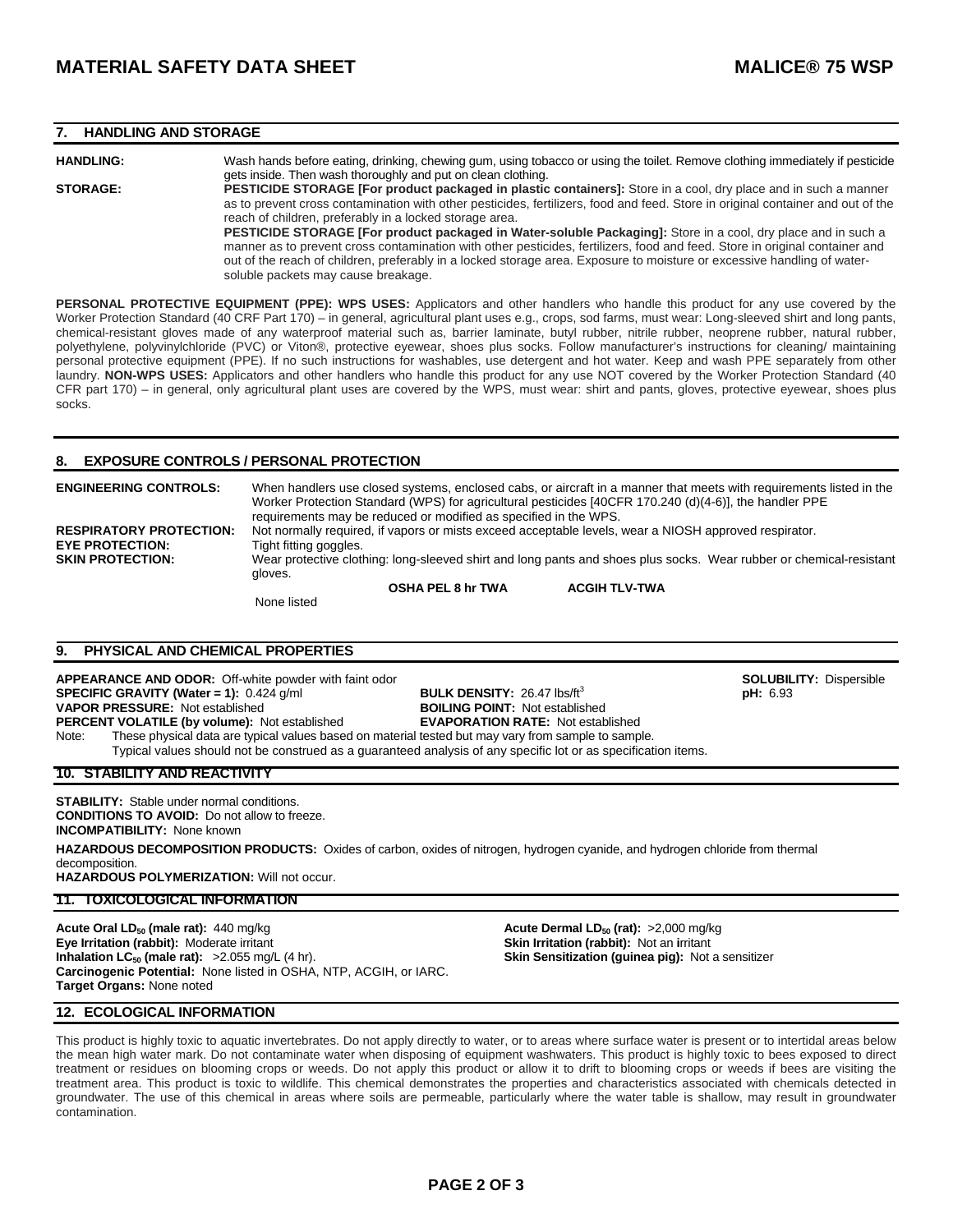## 7. HANDLING AND STORAGE

**HANDLING:** Wash hands before eating, drinking, chewing gum, using tobacco or using the toilet. Remove clothing immediately if pesticide gets inside. Then wash thoroughly and put on clean clothing.

**STORAGE:** **PESTICIDE STORAGE [For product packaged in plastic containers]:** Store in a cool, dry place and in such a manner as to prevent cross contamination with other pesticides, fertilizers, food and feed. Store in original container and out of the reach of children, preferably in a locked storage area.

**PESTICIDE STORAGE [For product packaged in Water-soluble Packaging]:** Store in a cool, dry place and in such a manner as to prevent cross contamination with other pesticides, fertilizers, food and feed. Store in original container and out of the reach of children, preferably in a locked storage area. Exposure to moisture or excessive handling of water-soluble packets may cause breakage.

**PERSONAL PROTECTIVE EQUIPMENT (PPE): WPS USES:** Applicators and other handlers who handle this product for any use covered by the Worker Protection Standard (40 CRF Part 170) – in general, agricultural plant uses e.g., crops, sod farms, must wear: Long-sleeved shirt and long pants, chemical-resistant gloves made of any waterproof material such as, barrier laminate, butyl rubber, nitrile rubber, neoprene rubber, natural rubber, polyethylene, polyvinylchloride (PVC) or Viton®, protective eyewear, shoes plus socks. Follow manufacturer's instructions for cleaning/ maintaining personal protective equipment (PPE). If no such instructions for washables, use detergent and hot water. Keep and wash PPE separately from other laundry. **NON-WPS USES:** Applicators and other handlers who handle this product for any use NOT covered by the Worker Protection Standard (40 CFR part 170) – in general, only agricultural plant uses are covered by the WPS, must wear: shirt and pants, gloves, protective eyewear, shoes plus socks.

## 8. EXPOSURE CONTROLS / PERSONAL PROTECTION

**ENGINEERING CONTROLS:** When handlers use closed systems, enclosed cabs, or aircraft in a manner that meets with requirements listed in the Worker Protection Standard (WPS) for agricultural pesticides [40CFR 170.240 (d)(4-6)], the handler PPE requirements may be reduced or modified as specified in the WPS.

**RESPIRATORY PROTECTION:** Not normally required, if vapors or mists exceed acceptable levels, wear a NIOSH approved respirator.

**EYE PROTECTION:** Tight fitting goggles.

**SKIN PROTECTION:** Wear protective clothing: long-sleeved shirt and long pants and shoes plus socks. Wear rubber or chemical-resistant gloves.

| | OSHA PEL 8 hr TWA | ACGIH TLV-TWA |
|---|---|---|
| None listed | | |

## 9. PHYSICAL AND CHEMICAL PROPERTIES

**APPEARANCE AND ODOR:** Off-white powder with faint odor
**SOLUBILITY:** Dispersible
**SPECIFIC GRAVITY (Water = 1):** 0.424 g/ml
**BULK DENSITY:** 26.47 lbs/ft$^3$
**pH:** 6.93
**VAPOR PRESSURE:** Not established
**BOILING POINT:** Not established
**PERCENT VOLATILE (by volume):** Not established
**EVAPORATION RATE:** Not established

Note: These physical data are typical values based on material tested but may vary from sample to sample. Typical values should not be construed as a guaranteed analysis of any specific lot or as specification items.

## 10. STABILITY AND REACTIVITY

**STABILITY:** Stable under normal conditions.
**CONDITIONS TO AVOID:** Do not allow to freeze.
**INCOMPATIBILITY:** None known

**HAZARDOUS DECOMPOSITION PRODUCTS:** Oxides of carbon, oxides of nitrogen, hydrogen cyanide, and hydrogen chloride from thermal decomposition.
**HAZARDOUS POLYMERIZATION:** Will not occur.

## 11. TOXICOLOGICAL INFORMATION

**Acute Oral $LD_{50}$ (male rat):** 440 mg/kg
**Acute Dermal $LD_{50}$ (rat):** >2,000 mg/kg
**Eye Irritation (rabbit):** Moderate irritant
**Skin Irritation (rabbit):** Not an irritant
**Inhalation $LC_{50}$ (male rat):** >2.055 mg/L (4 hr).
**Skin Sensitization (guinea pig):** Not a sensitizer
**Carcinogenic Potential:** None listed in OSHA, NTP, ACGIH, or IARC.
**Target Organs:** None noted

## 12. ECOLOGICAL INFORMATION

This product is highly toxic to aquatic invertebrates. Do not apply directly to water, or to areas where surface water is present or to intertidal areas below the mean high water mark. Do not contaminate water when disposing of equipment washwaters. This product is highly toxic to bees exposed to direct treatment or residues on blooming crops or weeds. Do not apply this product or allow it to drift to blooming crops or weeds if bees are visiting the treatment area. This product is toxic to wildlife. This chemical demonstrates the properties and characteristics associated with chemicals detected in groundwater. The use of this chemical in areas where soils are permeable, particularly where the water table is shallow, may result in groundwater contamination.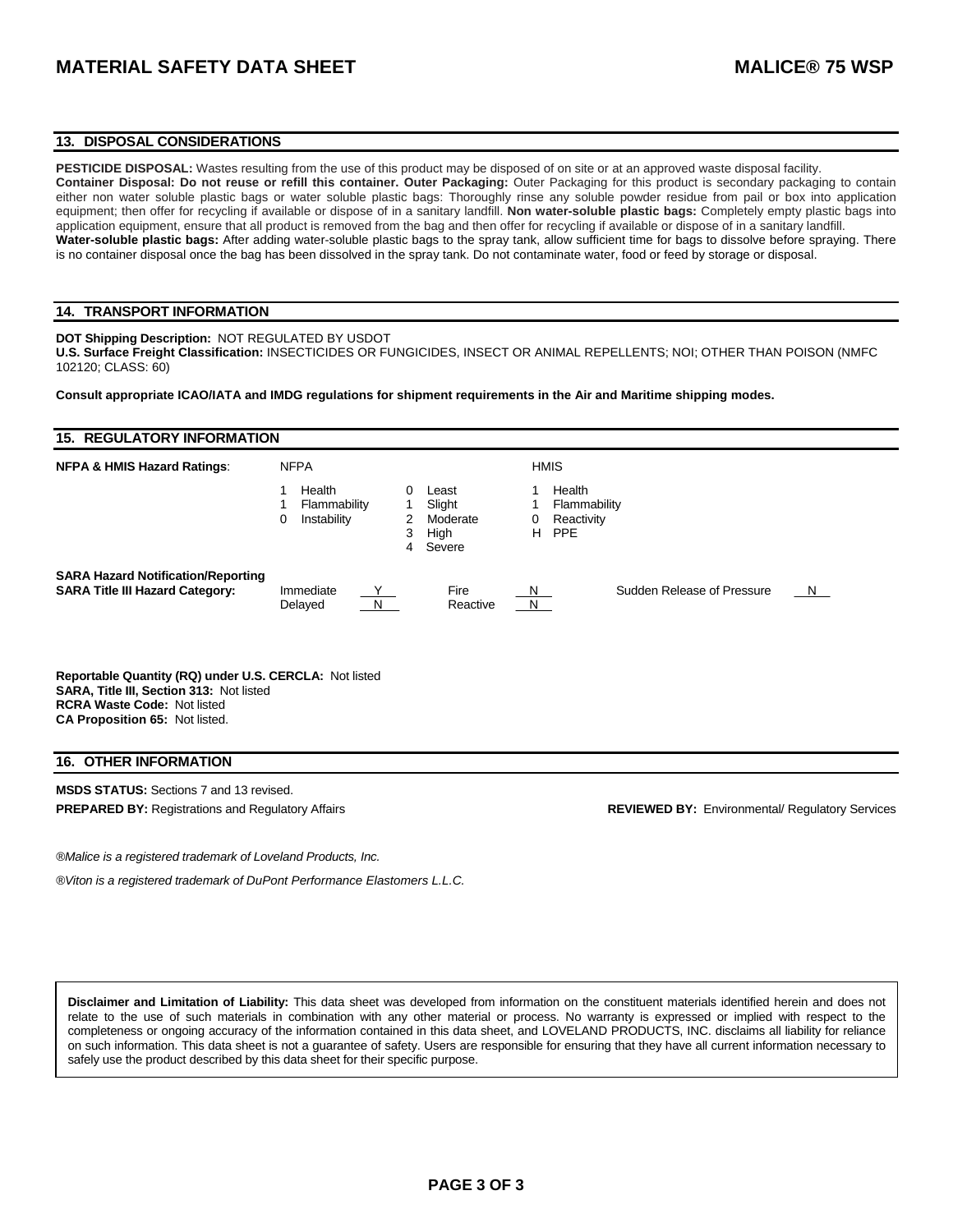## 13. DISPOSAL CONSIDERATIONS

**PESTICIDE DISPOSAL:** Wastes resulting from the use of this product may be disposed of on site or at an approved waste disposal facility.
**Container Disposal: Do not reuse or refill this container. Outer Packaging:** Outer Packaging for this product is secondary packaging to contain either non water soluble plastic bags or water soluble plastic bags: Thoroughly rinse any soluble powder residue from pail or box into application equipment; then offer for recycling if available or dispose of in a sanitary landfill. **Non water-soluble plastic bags:** Completely empty plastic bags into application equipment, ensure that all product is removed from the bag and then offer for recycling if available or dispose of in a sanitary landfill.
**Water-soluble plastic bags:** After adding water-soluble plastic bags to the spray tank, allow sufficient time for bags to dissolve before spraying. There is no container disposal once the bag has been dissolved in the spray tank. Do not contaminate water, food or feed by storage or disposal.

## 14. TRANSPORT INFORMATION

**DOT Shipping Description:** NOT REGULATED BY USDOT
**U.S. Surface Freight Classification:** INSECTICIDES OR FUNGICIDES, INSECT OR ANIMAL REPELLENTS; NOI; OTHER THAN POISON (NMFC 102120; CLASS: 60)

**Consult appropriate ICAO/IATA and IMDG regulations for shipment requirements in the Air and Maritime shipping modes.**

## 15. REGULATORY INFORMATION

**NFPA & HMIS Hazard Ratings**:

| NFPA | | | | HMIS | |
|---|---|---|---|---|---|
| 1 | Health | 0 | Least | 1 | Health |
| 1 | Flammability | 1 | Slight | 1 | Flammability |
| 0 | Instability | 2 | Moderate | 0 | Reactivity |
| | | 3 | High | H | PPE |
| | | 4 | Severe | | |

**SARA Hazard Notification/Reporting**
**SARA Title III Hazard Category:**

| | | | | | |
|---|---|---|---|---|---|
| Immediate | Y | Fire | N | Sudden Release of Pressure | N |
| Delayed | N | Reactive | N | | |

**Reportable Quantity (RQ) under U.S. CERCLA:** Not listed
**SARA, Title III, Section 313:** Not listed
**RCRA Waste Code:** Not listed
**CA Proposition 65:** Not listed.

## 16. OTHER INFORMATION

**MSDS STATUS:** Sections 7 and 13 revised.
**PREPARED BY:** Registrations and Regulatory Affairs

**REVIEWED BY:** Environmental/ Regulatory Services

*®Malice is a registered trademark of Loveland Products, Inc.*

*®Viton is a registered trademark of DuPont Performance Elastomers L.L.C.*

**Disclaimer and Limitation of Liability:** This data sheet was developed from information on the constituent materials identified herein and does not relate to the use of such materials in combination with any other material or process. No warranty is expressed or implied with respect to the completeness or ongoing accuracy of the information contained in this data sheet, and LOVELAND PRODUCTS, INC. disclaims all liability for reliance on such information. This data sheet is not a guarantee of safety. Users are responsible for ensuring that they have all current information necessary to safely use the product described by this data sheet for their specific purpose.